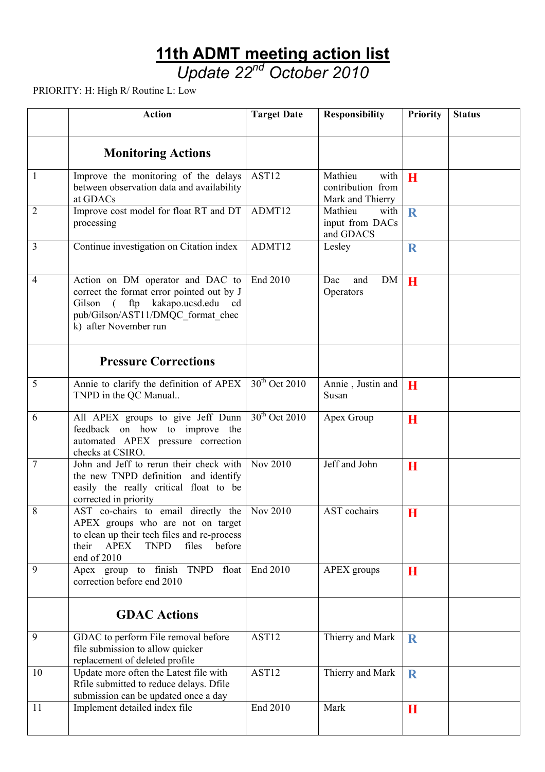# 11th ADMT meeting action list

## *Update 22nd October 2010*

PRIORITY: H: High R/ Routine L: Low

| | Action | Target Date | Responsibility | Priority | Status |
|---|---|---|---|---|---|
| | **Monitoring Actions** | | | | |
| 1 | Improve the monitoring of the delays between observation data and availability at GDACs | AST12 | Mathieu with contribution from Mark and Thierry | H | |
| 2 | Improve cost model for float RT and DT processing | ADMT12 | Mathieu with input from DACs and GDACS | R | |
| 3 | Continue investigation on Citation index | ADMT12 | Lesley | R | |
| 4 | Action on DM operator and DAC to correct the format error pointed out by J Gilson ( ftp kakapo.ucsd.edu cd pub/Gilson/AST11/DMQC_format_check) after November run | End 2010 | Dac and DM Operators | H | |
| | **Pressure Corrections** | | | | |
| 5 | Annie to clarify the definition of APEX TNPD in the QC Manual.. | 30th Oct 2010 | Annie , Justin and Susan | H | |
| 6 | All APEX groups to give Jeff Dunn feedback on how to improve the automated APEX pressure correction checks at CSIRO. | 30th Oct 2010 | Apex Group | H | |
| 7 | John and Jeff to rerun their check with the new TNPD definition and identify easily the really critical float to be corrected in priority | Nov 2010 | Jeff and John | H | |
| 8 | AST co-chairs to email directly the APEX groups who are not on target to clean up their tech files and re-process their APEX TNPD files before end of 2010 | Nov 2010 | AST cochairs | H | |
| 9 | Apex group to finish TNPD float correction before end 2010 | End 2010 | APEX groups | H | |
| | **GDAC Actions** | | | | |
| 9 | GDAC to perform File removal before file submission to allow quicker replacement of deleted profile | AST12 | Thierry and Mark | R | |
| 10 | Update more often the Latest file with Rfile submitted to reduce delays. Dfile submission can be updated once a day | AST12 | Thierry and Mark | R | |
| 11 | Implement detailed index file | End 2010 | Mark | H | |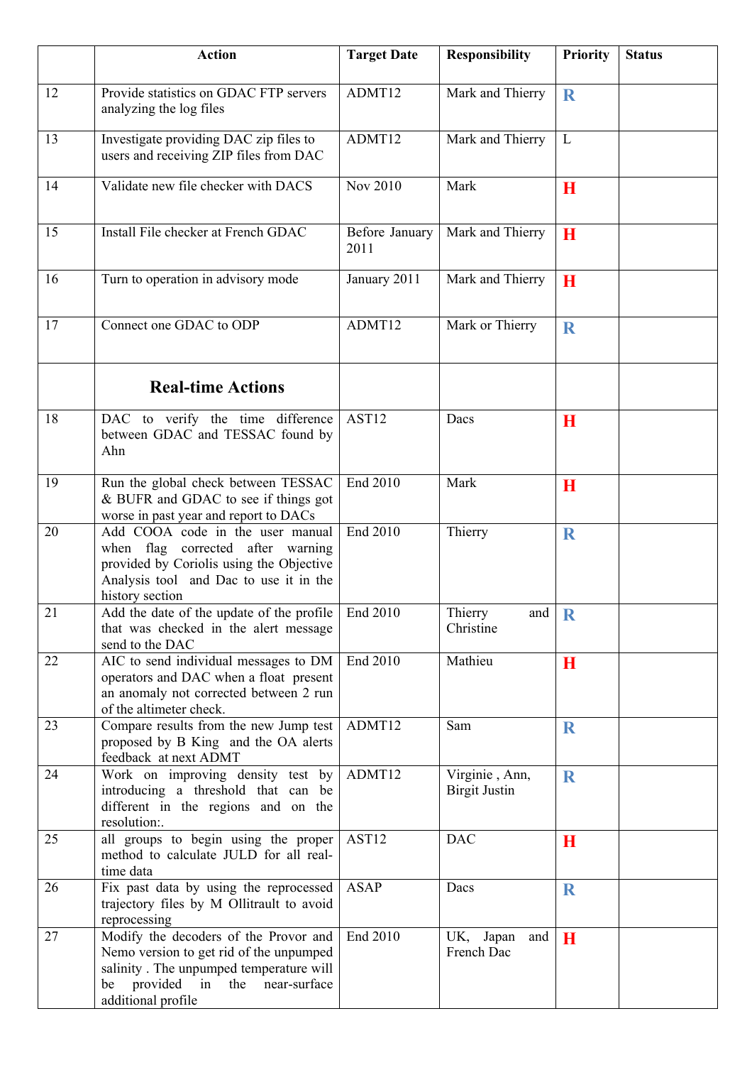| | Action | Target Date | Responsibility | Priority | Status |
|---|---|---|---|---|---|
| 12 | Provide statistics on GDAC FTP servers analyzing the log files | ADMT12 | Mark and Thierry | **R** | |
| 13 | Investigate providing DAC zip files to users and receiving ZIP files from DAC | ADMT12 | Mark and Thierry | L | |
| 14 | Validate new file checker with DACS | Nov 2010 | Mark | **H** | |
| 15 | Install File checker at French GDAC | Before January 2011 | Mark and Thierry | **H** | |
| 16 | Turn to operation in advisory mode | January 2011 | Mark and Thierry | **H** | |
| 17 | Connect one GDAC to ODP | ADMT12 | Mark or Thierry | **R** | |
| | **Real-time Actions** | | | | |
| 18 | DAC to verify the time difference between GDAC and TESSAC found by Ahn | AST12 | Dacs | **H** | |
| 19 | Run the global check between TESSAC & BUFR and GDAC to see if things got worse in past year and report to DACs | End 2010 | Mark | **H** | |
| 20 | Add COOA code in the user manual when flag corrected after warning provided by Coriolis using the Objective Analysis tool and Dac to use it in the history section | End 2010 | Thierry | **R** | |
| 21 | Add the date of the update of the profile that was checked in the alert message send to the DAC | End 2010 | Thierry and Christine | **R** | |
| 22 | AIC to send individual messages to DM operators and DAC when a float present an anomaly not corrected between 2 run of the altimeter check. | End 2010 | Mathieu | **H** | |
| 23 | Compare results from the new Jump test proposed by B King and the OA alerts feedback at next ADMT | ADMT12 | Sam | **R** | |
| 24 | Work on improving density test by introducing a threshold that can be different in the regions and on the resolution:. | ADMT12 | Virginie , Ann, Birgit Justin | **R** | |
| 25 | all groups to begin using the proper method to calculate JULD for all real-time data | AST12 | DAC | **H** | |
| 26 | Fix past data by using the reprocessed trajectory files by M Ollitrault to avoid reprocessing | ASAP | Dacs | **R** | |
| 27 | Modify the decoders of the Provor and Nemo version to get rid of the unpumped salinity . The unpumped temperature will be provided in the near-surface additional profile | End 2010 | UK, Japan and French Dac | **H** | |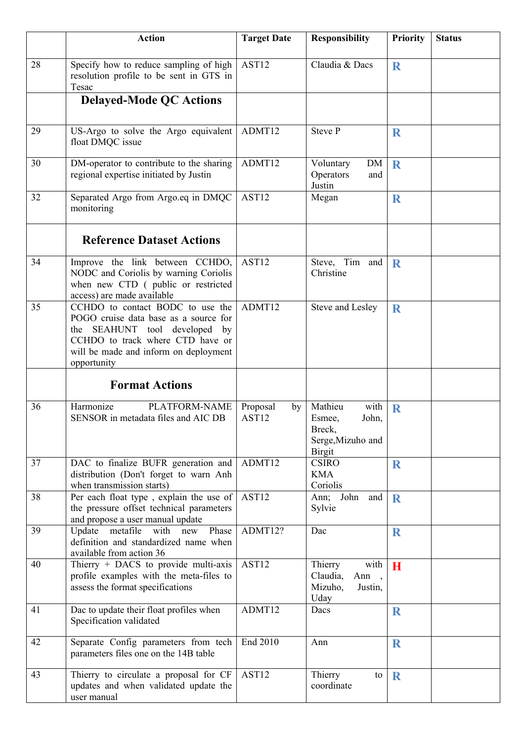|  | Action | Target Date | Responsibility | Priority | Status |
|---|---|---|---|---|---|
| 28 | Specify how to reduce sampling of high resolution profile to be sent in GTS in Tesac | AST12 | Claudia & Dacs | **R** |  |
|  | **Delayed-Mode QC Actions** |  |  |  |  |
| 29 | US-Argo to solve the Argo equivalent float DMQC issue | ADMT12 | Steve P | **R** |  |
| 30 | DM-operator to contribute to the sharing regional expertise initiated by Justin | ADMT12 | Voluntary DM Operators and Justin | **R** |  |
| 32 | Separated Argo from Argo.eq in DMQC monitoring | AST12 | Megan | **R** |  |
|  | **Reference Dataset Actions** |  |  |  |  |
| 34 | Improve the link between CCHDO, NODC and Coriolis by warning Coriolis when new CTD ( public or restricted access) are made available | AST12 | Steve, Tim and Christine | **R** |  |
| 35 | CCHDO to contact BODC to use the POGO cruise data base as a source for the SEAHUNT tool developed by CCHDO to track where CTD have or will be made and inform on deployment opportunity | ADMT12 | Steve and Lesley | **R** |  |
|  | **Format Actions** |  |  |  |  |
| 36 | Harmonize PLATFORM-NAME SENSOR in metadata files and AIC DB | Proposal by AST12 | Mathieu with Esmee, John, Breck, Serge,Mizuho and Birgit | **R** |  |
| 37 | DAC to finalize BUFR generation and distribution (Don't forget to warn Anh when transmission starts) | ADMT12 | CSIRO<br>KMA<br>Coriolis | **R** |  |
| 38 | Per each float type , explain the use of the pressure offset technical parameters and propose a user manual update | AST12 | Ann; John and Sylvie | **R** |  |
| 39 | Update metafile with new Phase definition and standardized name when available from action 36 | ADMT12? | Dac | **R** |  |
| 40 | Thierry + DACS to provide multi-axis profile examples with the meta-files to assess the format specifications | AST12 | Thierry with Claudia, Ann , Mizuho, Justin, Uday | **H** |  |
| 41 | Dac to update their float profiles when Specification validated | ADMT12 | Dacs | **R** |  |
| 42 | Separate Config parameters from tech parameters files one on the 14B table | End 2010 | Ann | **R** |  |
| 43 | Thierry to circulate a proposal for CF updates and when validated update the user manual | AST12 | Thierry to coordinate | **R** |  |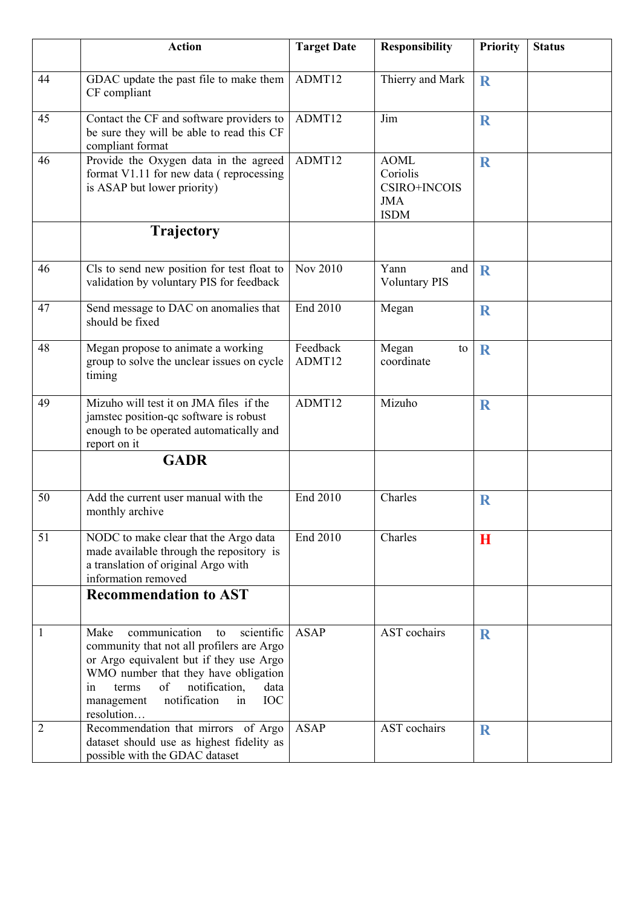| | Action | Target Date | Responsibility | Priority | Status |
|---|---|---|---|---|---|
| 44 | GDAC update the past file to make them CF compliant | ADMT12 | Thierry and Mark | R | |
| 45 | Contact the CF and software providers to be sure they will be able to read this CF compliant format | ADMT12 | Jim | R | |
| 46 | Provide the Oxygen data in the agreed format V1.11 for new data ( reprocessing is ASAP but lower priority) | ADMT12 | AOML<br>Coriolis<br>CSIRO+INCOIS<br>JMA<br>ISDM | R | |
| | **Trajectory** | | | | |
| 46 | Cls to send new position for test float to validation by voluntary PIS for feedback | Nov 2010 | Yann and Voluntary PIS | R | |
| 47 | Send message to DAC on anomalies that should be fixed | End 2010 | Megan | R | |
| 48 | Megan propose to animate a working group to solve the unclear issues on cycle timing | Feedback ADMT12 | Megan to coordinate | R | |
| 49 | Mizuho will test it on JMA files if the jamstec position-qc software is robust enough to be operated automatically and report on it | ADMT12 | Mizuho | R | |
| | **GADR** | | | | |
| 50 | Add the current user manual with the monthly archive | End 2010 | Charles | R | |
| 51 | NODC to make clear that the Argo data made available through the repository is a translation of original Argo with information removed | End 2010 | Charles | H | |
| | **Recommendation to AST** | | | | |
| 1 | Make communication to scientific community that not all profilers are Argo or Argo equivalent but if they use Argo WMO number that they have obligation in terms of notification, data management notification in IOC resolution… | ASAP | AST cochairs | R | |
| 2 | Recommendation that mirrors of Argo dataset should use as highest fidelity as possible with the GDAC dataset | ASAP | AST cochairs | R | |